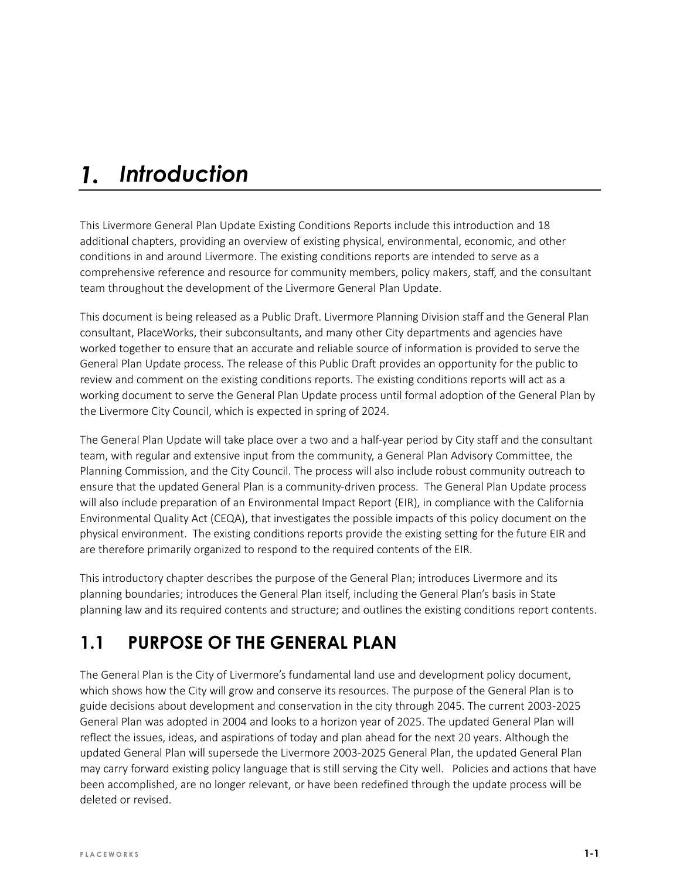# 1. Introduction

This Livermore General Plan Update Existing Conditions Reports include this introduction and 18 additional chapters, providing an overview of existing physical, environmental, economic, and other conditions in and around Livermore. The existing conditions reports are intended to serve as a comprehensive reference and resource for community members, policy makers, staff, and the consultant team throughout the development of the Livermore General Plan Update.

This document is being released as a Public Draft. Livermore Planning Division staff and the General Plan consultant, PlaceWorks, their subconsultants, and many other City departments and agencies have worked together to ensure that an accurate and reliable source of information is provided to serve the General Plan Update process. The release of this Public Draft provides an opportunity for the public to review and comment on the existing conditions reports. The existing conditions reports will act as a working document to serve the General Plan Update process until formal adoption of the General Plan by the Livermore City Council, which is expected in spring of 2024.

The General Plan Update will take place over a two and a half-year period by City staff and the consultant team, with regular and extensive input from the community, a General Plan Advisory Committee, the Planning Commission, and the City Council. The process will also include robust community outreach to ensure that the updated General Plan is a community-driven process. The General Plan Update process will also include preparation of an Environmental Impact Report (EIR), in compliance with the California Environmental Quality Act (CEQA), that investigates the possible impacts of this policy document on the physical environment. The existing conditions reports provide the existing setting for the future EIR and are therefore primarily organized to respond to the required contents of the EIR.

This introductory chapter describes the purpose of the General Plan; introduces Livermore and its planning boundaries; introduces the General Plan itself, including the General Plan's basis in State planning law and its required contents and structure; and outlines the existing conditions report contents.

## 1.1 PURPOSE OF THE GENERAL PLAN

The General Plan is the City of Livermore's fundamental land use and development policy document, which shows how the City will grow and conserve its resources. The purpose of the General Plan is to guide decisions about development and conservation in the city through 2045. The current 2003-2025 General Plan was adopted in 2004 and looks to a horizon year of 2025. The updated General Plan will reflect the issues, ideas, and aspirations of today and plan ahead for the next 20 years. Although the updated General Plan will supersede the Livermore 2003-2025 General Plan, the updated General Plan may carry forward existing policy language that is still serving the City well. Policies and actions that have been accomplished, are no longer relevant, or have been redefined through the update process will be deleted or revised.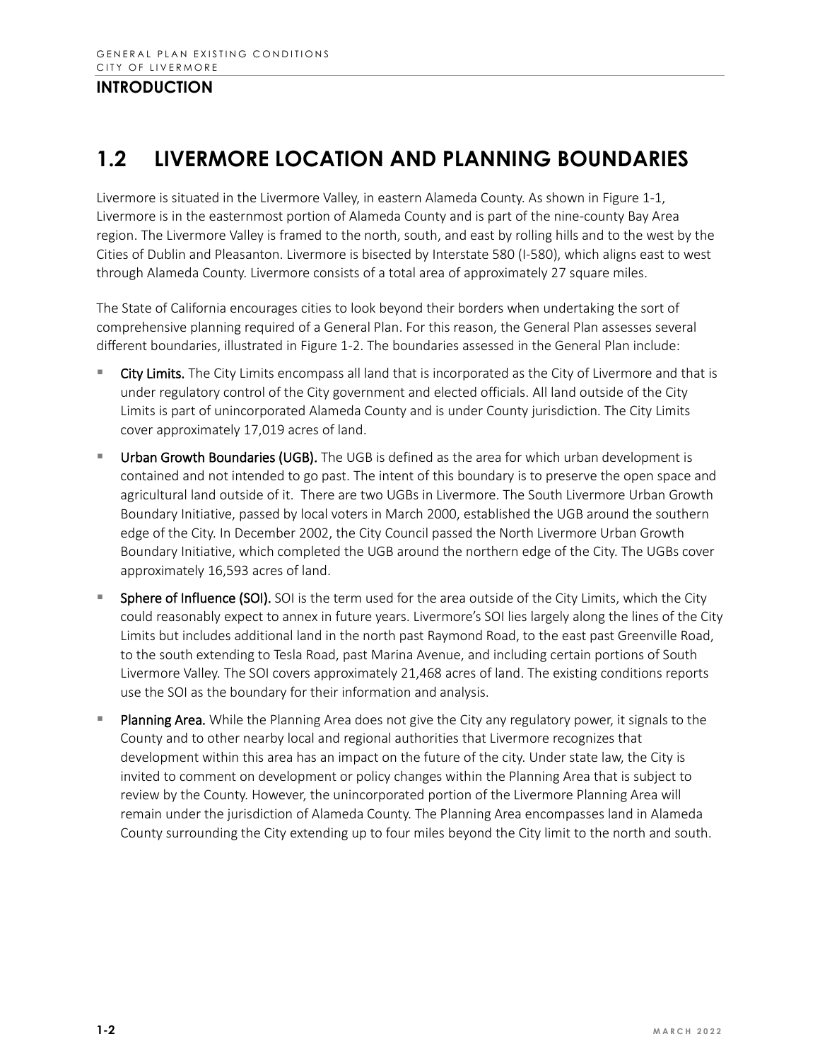## 1.2 LIVERMORE LOCATION AND PLANNING BOUNDARIES

Livermore is situated in the Livermore Valley, in eastern Alameda County. As shown in Figure 1-1, Livermore is in the easternmost portion of Alameda County and is part of the nine-county Bay Area region. The Livermore Valley is framed to the north, south, and east by rolling hills and to the west by the Cities of Dublin and Pleasanton. Livermore is bisected by Interstate 580 (I-580), which aligns east to west through Alameda County. Livermore consists of a total area of approximately 27 square miles.

The State of California encourages cities to look beyond their borders when undertaking the sort of comprehensive planning required of a General Plan. For this reason, the General Plan assesses several different boundaries, illustrated in Figure 1-2. The boundaries assessed in the General Plan include:

- **City Limits.** The City Limits encompass all land that is incorporated as the City of Livermore and that is under regulatory control of the City government and elected officials. All land outside of the City Limits is part of unincorporated Alameda County and is under County jurisdiction. The City Limits cover approximately 17,019 acres of land.
- **Urban Growth Boundaries (UGB).** The UGB is defined as the area for which urban development is contained and not intended to go past. The intent of this boundary is to preserve the open space and agricultural land outside of it. There are two UGBs in Livermore. The South Livermore Urban Growth Boundary Initiative, passed by local voters in March 2000, established the UGB around the southern edge of the City. In December 2002, the City Council passed the North Livermore Urban Growth Boundary Initiative, which completed the UGB around the northern edge of the City. The UGBs cover approximately 16,593 acres of land.
- **Sphere of Influence (SOI).** SOI is the term used for the area outside of the City Limits, which the City could reasonably expect to annex in future years. Livermore's SOI lies largely along the lines of the City Limits but includes additional land in the north past Raymond Road, to the east past Greenville Road, to the south extending to Tesla Road, past Marina Avenue, and including certain portions of South Livermore Valley. The SOI covers approximately 21,468 acres of land. The existing conditions reports use the SOI as the boundary for their information and analysis.
- **Planning Area.** While the Planning Area does not give the City any regulatory power, it signals to the County and to other nearby local and regional authorities that Livermore recognizes that development within this area has an impact on the future of the city. Under state law, the City is invited to comment on development or policy changes within the Planning Area that is subject to review by the County. However, the unincorporated portion of the Livermore Planning Area will remain under the jurisdiction of Alameda County. The Planning Area encompasses land in Alameda County surrounding the City extending up to four miles beyond the City limit to the north and south.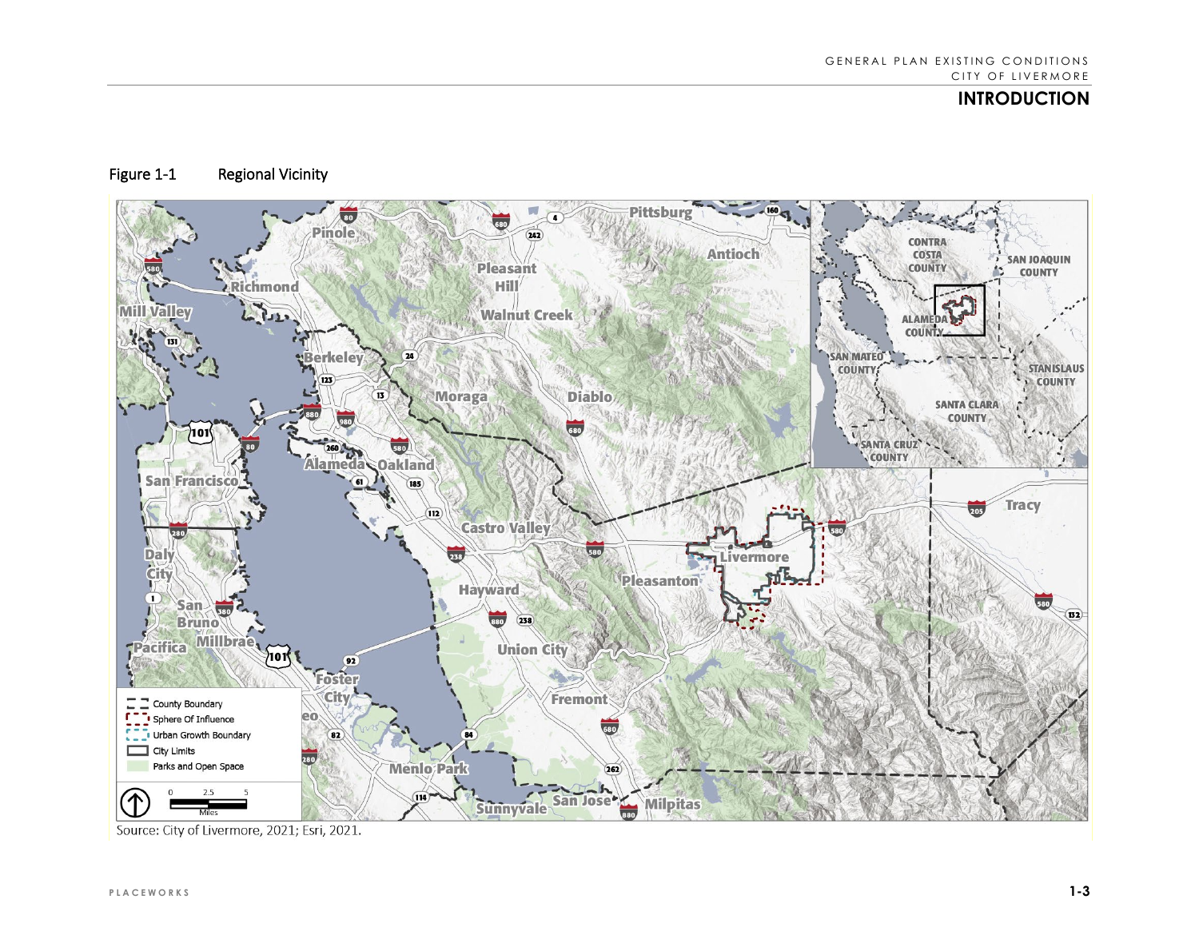Figure 1-1 Regional Vicinity

Source: City of Livermore, 2021; Esri, 2021.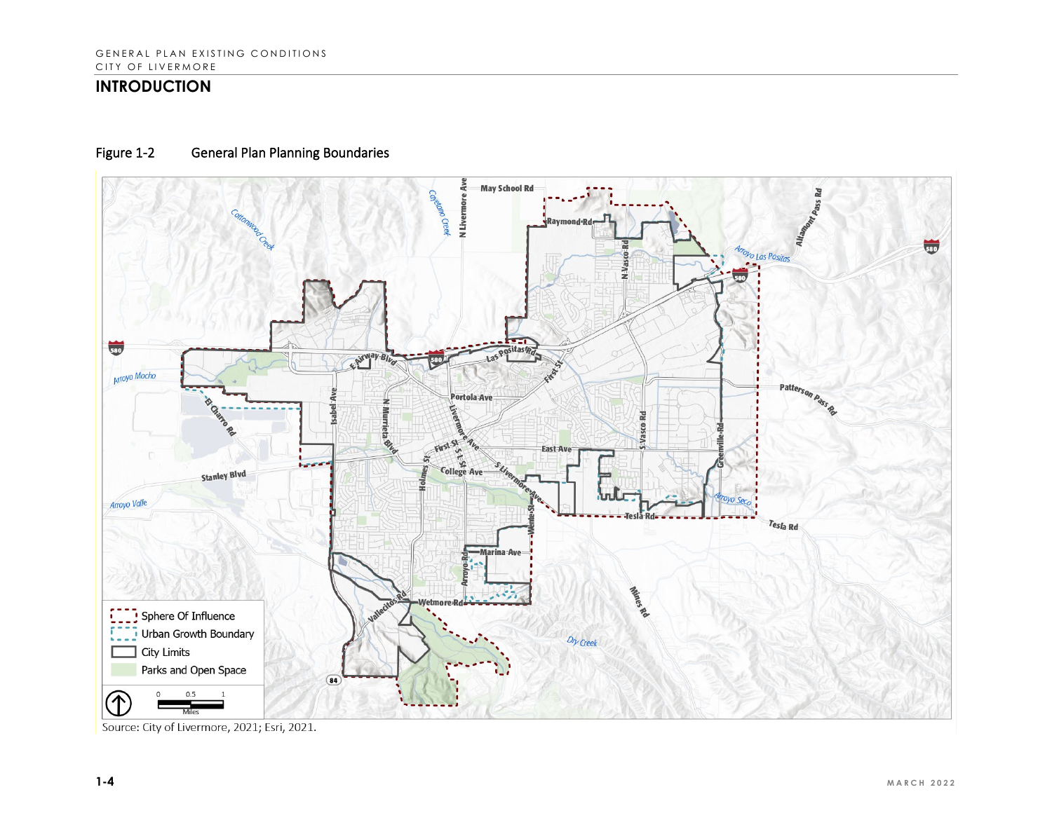## INTRODUCTION

Figure 1-2 General Plan Planning Boundaries

Source: City of Livermore, 2021; Esri, 2021.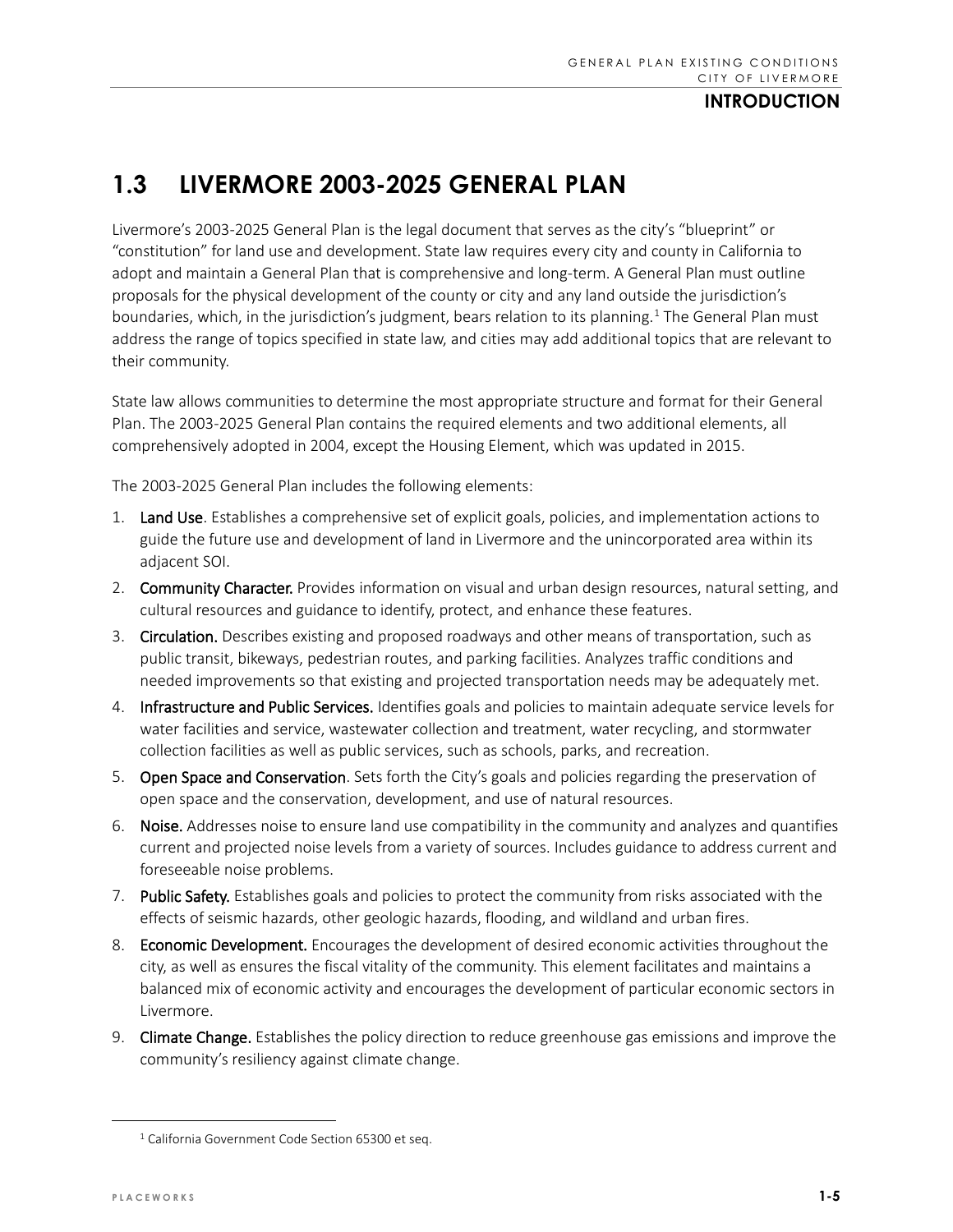## 1.3 LIVERMORE 2003-2025 GENERAL PLAN

Livermore's 2003-2025 General Plan is the legal document that serves as the city's "blueprint" or "constitution" for land use and development. State law requires every city and county in California to adopt and maintain a General Plan that is comprehensive and long-term. A General Plan must outline proposals for the physical development of the county or city and any land outside the jurisdiction's boundaries, which, in the jurisdiction's judgment, bears relation to its planning.[1] The General Plan must address the range of topics specified in state law, and cities may add additional topics that are relevant to their community.

State law allows communities to determine the most appropriate structure and format for their General Plan. The 2003-2025 General Plan contains the required elements and two additional elements, all comprehensively adopted in 2004, except the Housing Element, which was updated in 2015.

The 2003-2025 General Plan includes the following elements:

1. **Land Use**. Establishes a comprehensive set of explicit goals, policies, and implementation actions to guide the future use and development of land in Livermore and the unincorporated area within its adjacent SOI.
2. **Community Character.** Provides information on visual and urban design resources, natural setting, and cultural resources and guidance to identify, protect, and enhance these features.
3. **Circulation.** Describes existing and proposed roadways and other means of transportation, such as public transit, bikeways, pedestrian routes, and parking facilities. Analyzes traffic conditions and needed improvements so that existing and projected transportation needs may be adequately met.
4. **Infrastructure and Public Services.** Identifies goals and policies to maintain adequate service levels for water facilities and service, wastewater collection and treatment, water recycling, and stormwater collection facilities as well as public services, such as schools, parks, and recreation.
5. **Open Space and Conservation**. Sets forth the City's goals and policies regarding the preservation of open space and the conservation, development, and use of natural resources.
6. **Noise.** Addresses noise to ensure land use compatibility in the community and analyzes and quantifies current and projected noise levels from a variety of sources. Includes guidance to address current and foreseeable noise problems.
7. **Public Safety.** Establishes goals and policies to protect the community from risks associated with the effects of seismic hazards, other geologic hazards, flooding, and wildland and urban fires.
8. **Economic Development.** Encourages the development of desired economic activities throughout the city, as well as ensures the fiscal vitality of the community. This element facilitates and maintains a balanced mix of economic activity and encourages the development of particular economic sectors in Livermore.
9. **Climate Change.** Establishes the policy direction to reduce greenhouse gas emissions and improve the community's resiliency against climate change.

---

[1] California Government Code Section 65300 et seq.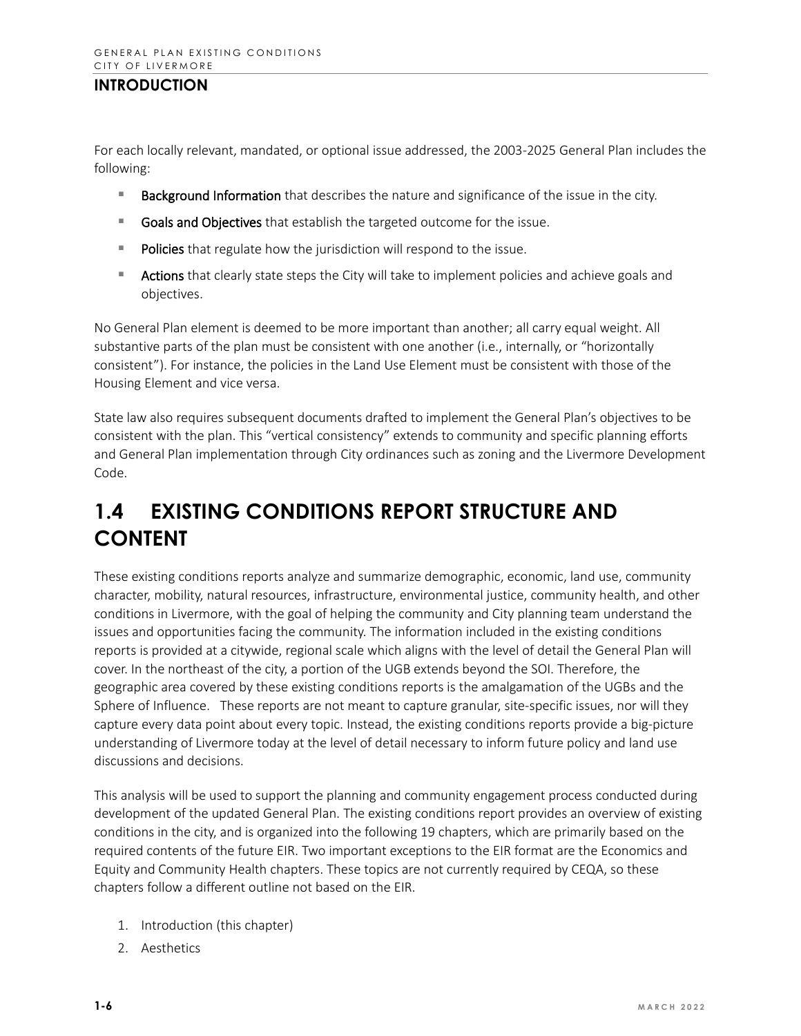For each locally relevant, mandated, or optional issue addressed, the 2003-2025 General Plan includes the following:

- **Background Information** that describes the nature and significance of the issue in the city.
- **Goals and Objectives** that establish the targeted outcome for the issue.
- **Policies** that regulate how the jurisdiction will respond to the issue.
- **Actions** that clearly state steps the City will take to implement policies and achieve goals and objectives.

No General Plan element is deemed to be more important than another; all carry equal weight. All substantive parts of the plan must be consistent with one another (i.e., internally, or "horizontally consistent"). For instance, the policies in the Land Use Element must be consistent with those of the Housing Element and vice versa.

State law also requires subsequent documents drafted to implement the General Plan's objectives to be consistent with the plan. This "vertical consistency" extends to community and specific planning efforts and General Plan implementation through City ordinances such as zoning and the Livermore Development Code.

## 1.4 EXISTING CONDITIONS REPORT STRUCTURE AND CONTENT

These existing conditions reports analyze and summarize demographic, economic, land use, community character, mobility, natural resources, infrastructure, environmental justice, community health, and other conditions in Livermore, with the goal of helping the community and City planning team understand the issues and opportunities facing the community. The information included in the existing conditions reports is provided at a citywide, regional scale which aligns with the level of detail the General Plan will cover. In the northeast of the city, a portion of the UGB extends beyond the SOI. Therefore, the geographic area covered by these existing conditions reports is the amalgamation of the UGBs and the Sphere of Influence. These reports are not meant to capture granular, site-specific issues, nor will they capture every data point about every topic. Instead, the existing conditions reports provide a big-picture understanding of Livermore today at the level of detail necessary to inform future policy and land use discussions and decisions.

This analysis will be used to support the planning and community engagement process conducted during development of the updated General Plan. The existing conditions report provides an overview of existing conditions in the city, and is organized into the following 19 chapters, which are primarily based on the required contents of the future EIR. Two important exceptions to the EIR format are the Economics and Equity and Community Health chapters. These topics are not currently required by CEQA, so these chapters follow a different outline not based on the EIR.

1. Introduction (this chapter)
2. Aesthetics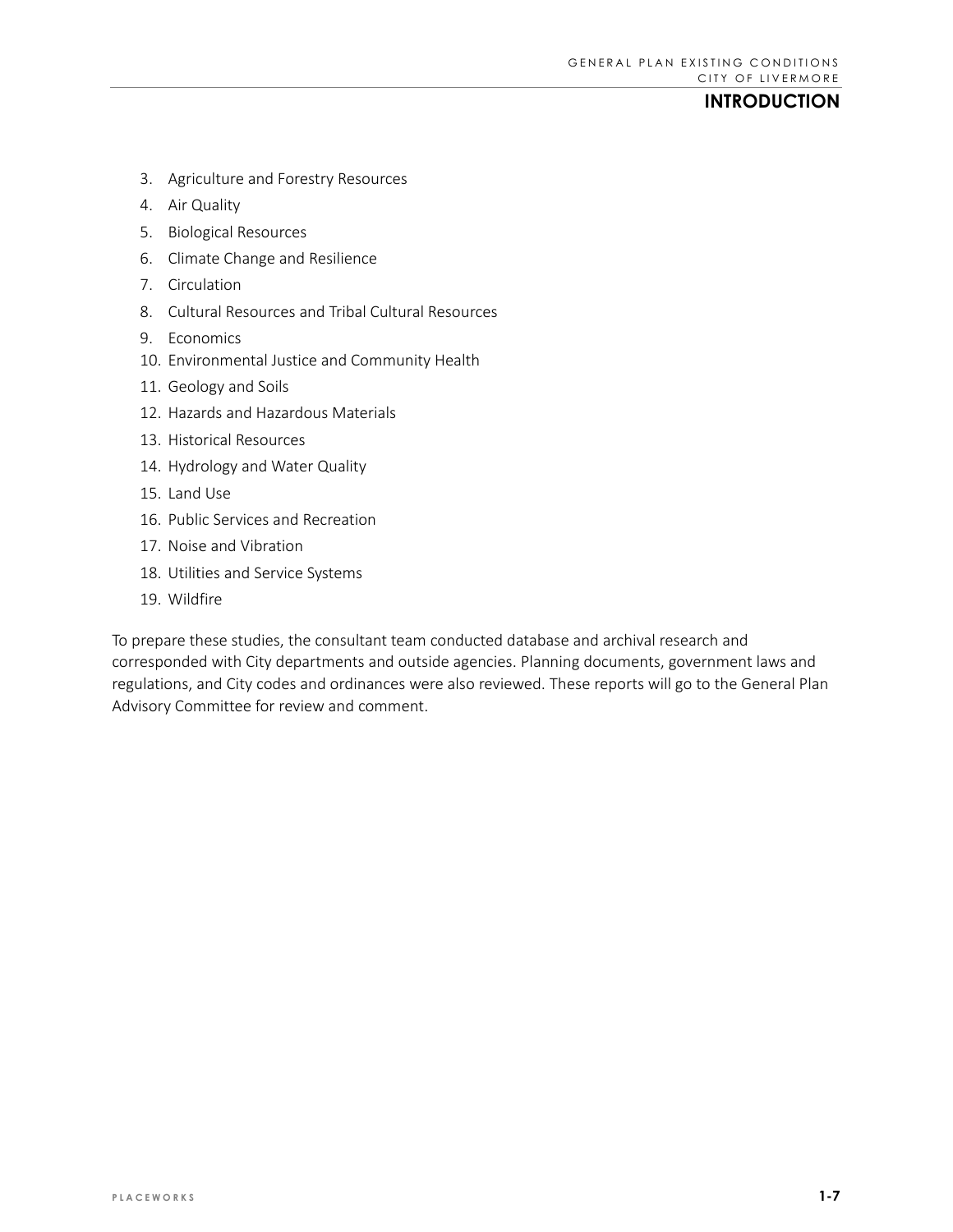3. Agriculture and Forestry Resources
4. Air Quality
5. Biological Resources
6. Climate Change and Resilience
7. Circulation
8. Cultural Resources and Tribal Cultural Resources
9. Economics
10. Environmental Justice and Community Health
11. Geology and Soils
12. Hazards and Hazardous Materials
13. Historical Resources
14. Hydrology and Water Quality
15. Land Use
16. Public Services and Recreation
17. Noise and Vibration
18. Utilities and Service Systems
19. Wildfire

To prepare these studies, the consultant team conducted database and archival research and corresponded with City departments and outside agencies. Planning documents, government laws and regulations, and City codes and ordinances were also reviewed. These reports will go to the General Plan Advisory Committee for review and comment.